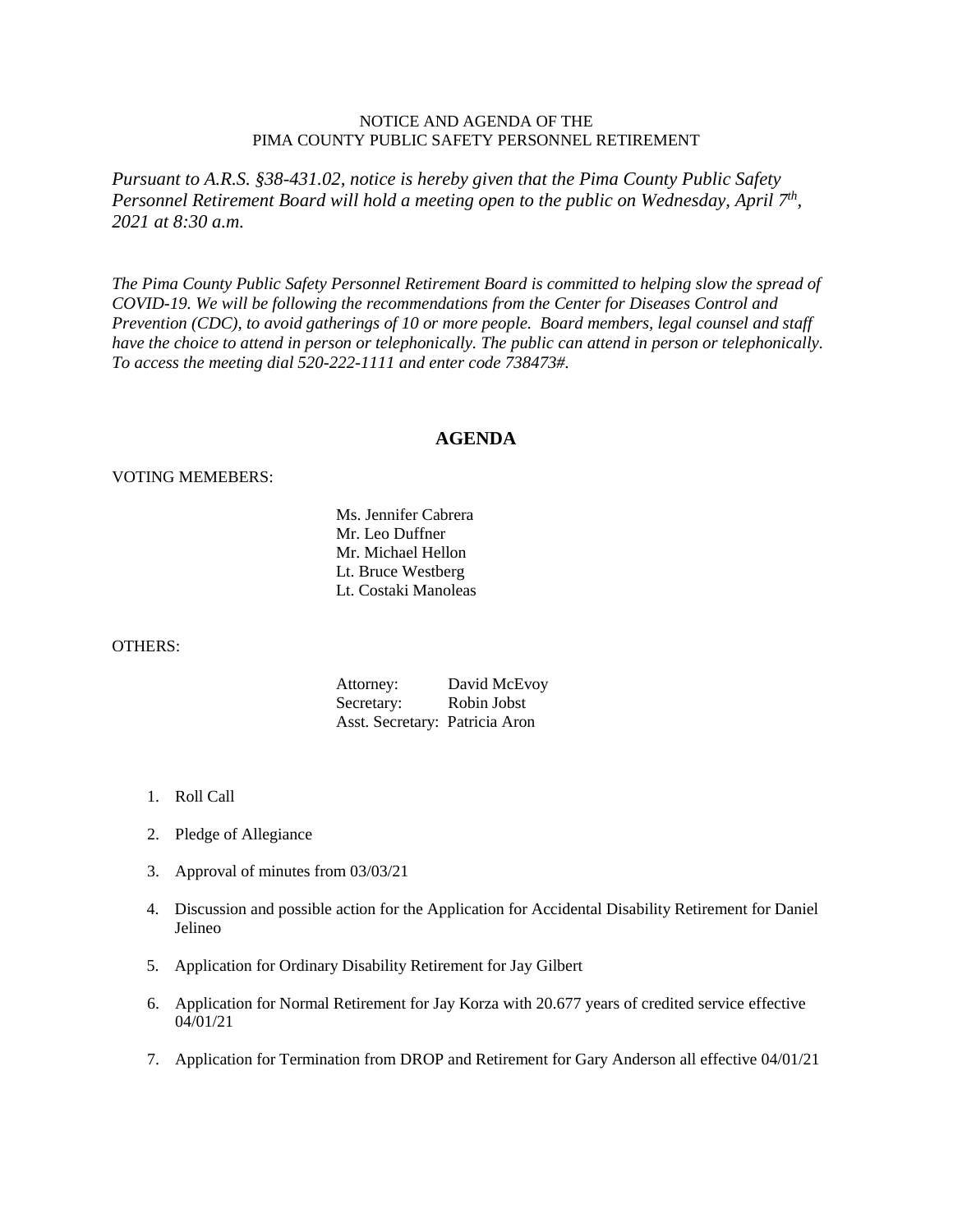NOTICE AND AGENDA OF THE
PIMA COUNTY PUBLIC SAFETY PERSONNEL RETIREMENT

*Pursuant to A.R.S. §38-431.02, notice is hereby given that the Pima County Public Safety Personnel Retirement Board will hold a meeting open to the public on Wednesday, April 7th, 2021 at 8:30 a.m.*

*The Pima County Public Safety Personnel Retirement Board is committed to helping slow the spread of COVID-19. We will be following the recommendations from the Center for Diseases Control and Prevention (CDC), to avoid gatherings of 10 or more people. Board members, legal counsel and staff have the choice to attend in person or telephonically. The public can attend in person or telephonically. To access the meeting dial 520-222-1111 and enter code 738473#.*

## AGENDA

VOTING MEMEBERS:

Ms. Jennifer Cabrera
Mr. Leo Duffner
Mr. Michael Hellon
Lt. Bruce Westberg
Lt. Costaki Manoleas

OTHERS:

| | |
|---|---|
| Attorney: | David McEvoy |
| Secretary: | Robin Jobst |
| Asst. Secretary: | Patricia Aron |

1. Roll Call
2. Pledge of Allegiance
3. Approval of minutes from 03/03/21
4. Discussion and possible action for the Application for Accidental Disability Retirement for Daniel Jelineo
5. Application for Ordinary Disability Retirement for Jay Gilbert
6. Application for Normal Retirement for Jay Korza with 20.677 years of credited service effective 04/01/21
7. Application for Termination from DROP and Retirement for Gary Anderson all effective 04/01/21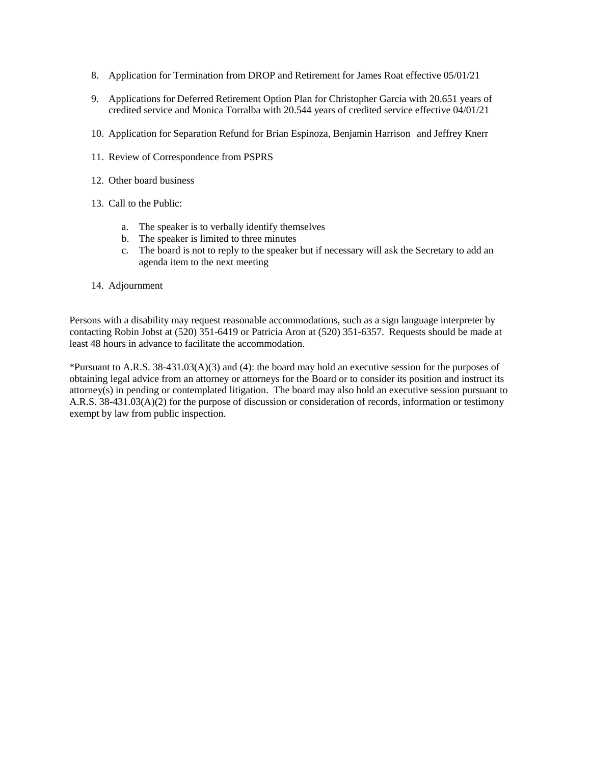8. Application for Termination from DROP and Retirement for James Roat effective 05/01/21

9. Applications for Deferred Retirement Option Plan for Christopher Garcia with 20.651 years of credited service and Monica Torralba with 20.544 years of credited service effective 04/01/21

10. Application for Separation Refund for Brian Espinoza, Benjamin Harrison and Jeffrey Knerr

11. Review of Correspondence from PSPRS

12. Other board business

13. Call to the Public:

    a. The speaker is to verbally identify themselves
    b. The speaker is limited to three minutes
    c. The board is not to reply to the speaker but if necessary will ask the Secretary to add an agenda item to the next meeting

14. Adjournment

Persons with a disability may request reasonable accommodations, such as a sign language interpreter by contacting Robin Jobst at (520) 351-6419 or Patricia Aron at (520) 351-6357. Requests should be made at least 48 hours in advance to facilitate the accommodation.

*Pursuant to A.R.S. 38-431.03(A)(3) and (4): the board may hold an executive session for the purposes of obtaining legal advice from an attorney or attorneys for the Board or to consider its position and instruct its attorney(s) in pending or contemplated litigation. The board may also hold an executive session pursuant to A.R.S. 38-431.03(A)(2) for the purpose of discussion or consideration of records, information or testimony exempt by law from public inspection.